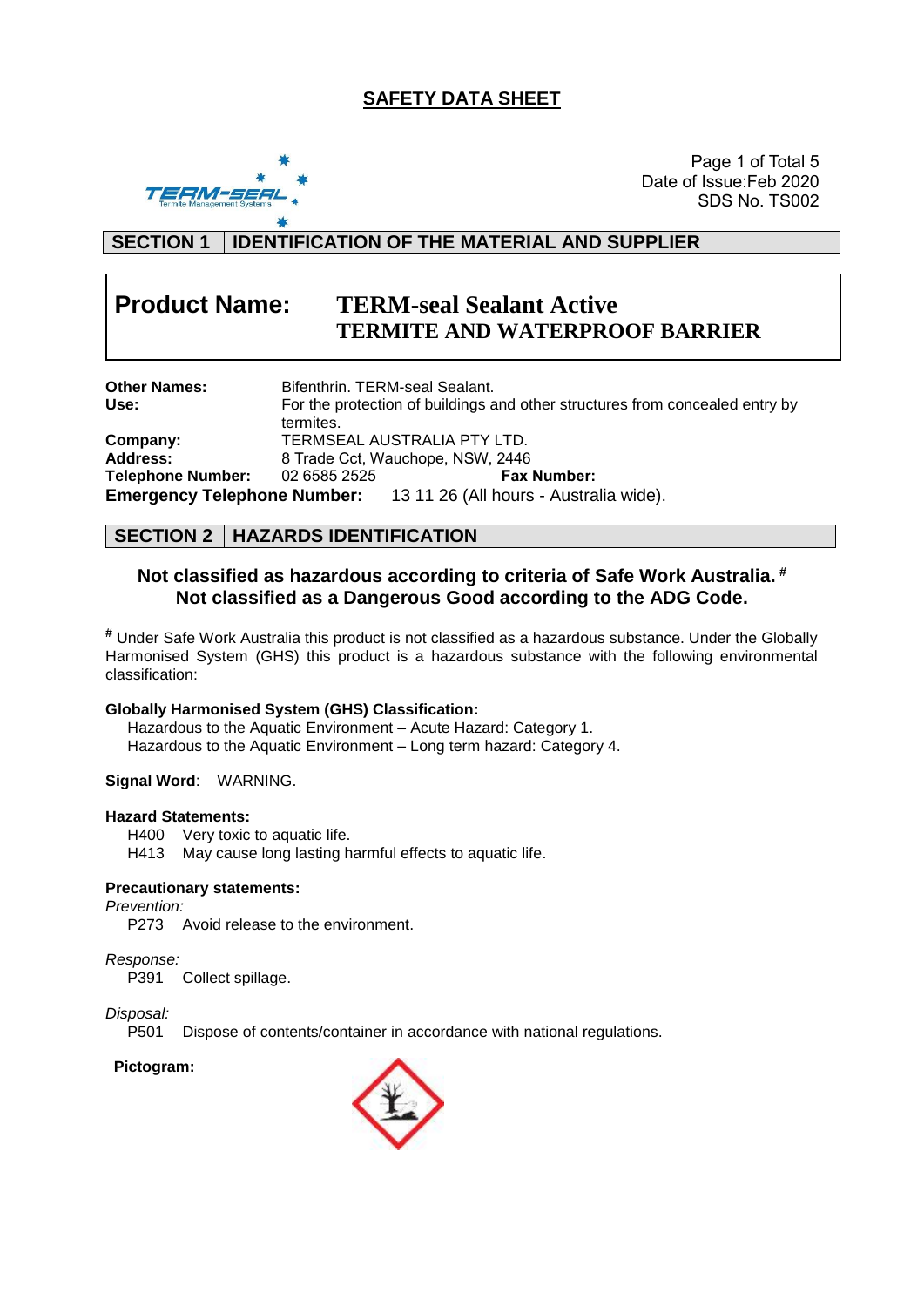# SAFETY DATA SHEET

Date of Issue:Feb 2020
SDS No. TS002

## SECTION 1 IDENTIFICATION OF THE MATERIAL AND SUPPLIER

**Product Name:** **TERM-seal Sealant Active TERMITE AND WATERPROOF BARRIER**

**Other Names:** Bifenthrin. TERM-seal Sealant.
**Use:** For the protection of buildings and other structures from concealed entry by termites.
**Company:** TERMSEAL AUSTRALIA PTY LTD.
**Address:** 8 Trade Cct, Wauchope, NSW, 2446
**Telephone Number:** 02 6585 2525 **Fax Number:**
**Emergency Telephone Number:** 13 11 26 (All hours - Australia wide).

## SECTION 2 HAZARDS IDENTIFICATION

**Not classified as hazardous according to criteria of Safe Work Australia.** [#]
**Not classified as a Dangerous Good according to the ADG Code.**

[#] Under Safe Work Australia this product is not classified as a hazardous substance. Under the Globally Harmonised System (GHS) this product is a hazardous substance with the following environmental classification:

**Globally Harmonised System (GHS) Classification:**
Hazardous to the Aquatic Environment – Acute Hazard: Category 1.
Hazardous to the Aquatic Environment – Long term hazard: Category 4.

**Signal Word**: WARNING.

**Hazard Statements:**
H400 Very toxic to aquatic life.
H413 May cause long lasting harmful effects to aquatic life.

**Precautionary statements:**

*Prevention:*
P273 Avoid release to the environment.

*Response:*
P391 Collect spillage.

*Disposal:*
P501 Dispose of contents/container in accordance with national regulations.

**Pictogram:**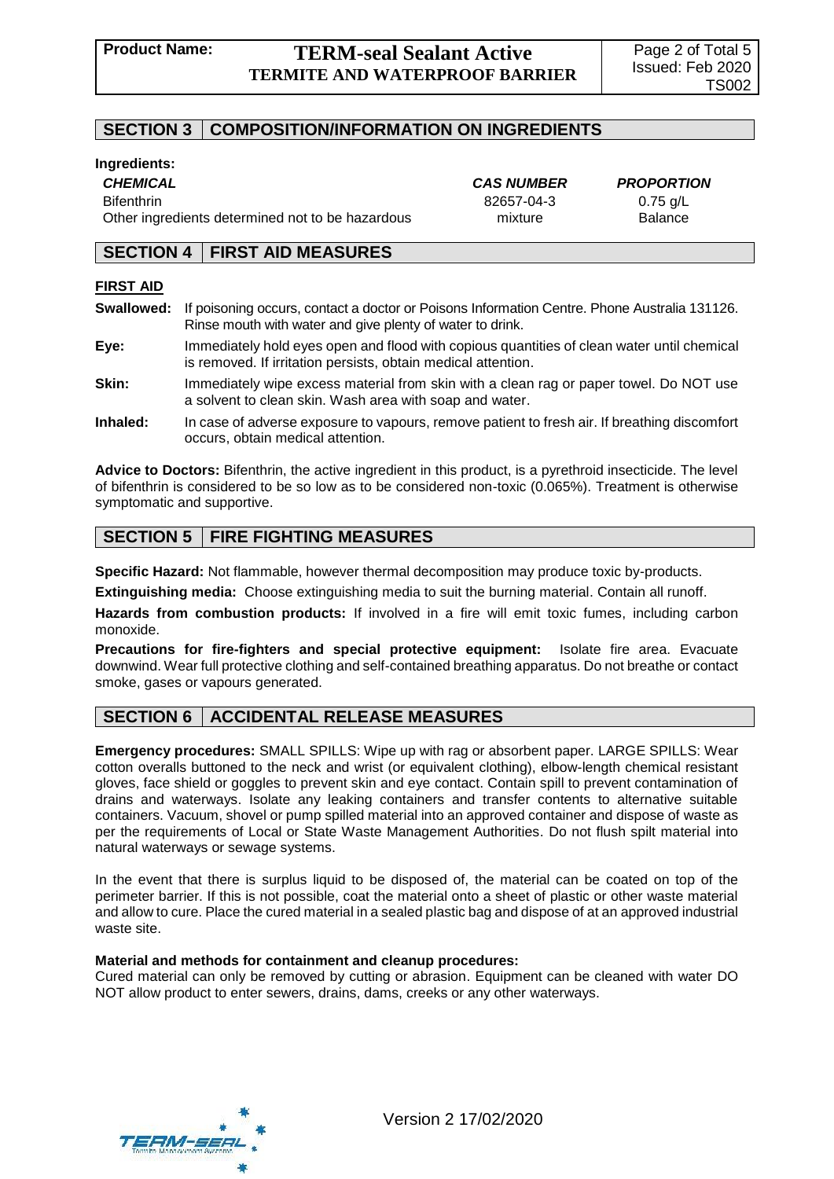## SECTION 3 COMPOSITION/INFORMATION ON INGREDIENTS

**Ingredients:**

| *CHEMICAL* | *CAS NUMBER* | *PROPORTION* |
|---|---|---|
| Bifenthrin | 82657-04-3 | 0.75 g/L |
| Other ingredients determined not to be hazardous | mixture | Balance |

## SECTION 4 FIRST AID MEASURES

**FIRST AID**

**Swallowed:** If poisoning occurs, contact a doctor or Poisons Information Centre. Phone Australia 131126. Rinse mouth with water and give plenty of water to drink.

**Eye:** Immediately hold eyes open and flood with copious quantities of clean water until chemical is removed. If irritation persists, obtain medical attention.

**Skin:** Immediately wipe excess material from skin with a clean rag or paper towel. Do NOT use a solvent to clean skin. Wash area with soap and water.

**Inhaled:** In case of adverse exposure to vapours, remove patient to fresh air. If breathing discomfort occurs, obtain medical attention.

**Advice to Doctors:** Bifenthrin, the active ingredient in this product, is a pyrethroid insecticide. The level of bifenthrin is considered to be so low as to be considered non-toxic (0.065%). Treatment is otherwise symptomatic and supportive.

## SECTION 5 FIRE FIGHTING MEASURES

**Specific Hazard:** Not flammable, however thermal decomposition may produce toxic by-products.

**Extinguishing media:** Choose extinguishing media to suit the burning material. Contain all runoff.

**Hazards from combustion products:** If involved in a fire will emit toxic fumes, including carbon monoxide.

**Precautions for fire-fighters and special protective equipment:** Isolate fire area. Evacuate downwind. Wear full protective clothing and self-contained breathing apparatus. Do not breathe or contact smoke, gases or vapours generated.

## SECTION 6 ACCIDENTAL RELEASE MEASURES

**Emergency procedures:** SMALL SPILLS: Wipe up with rag or absorbent paper. LARGE SPILLS: Wear cotton overalls buttoned to the neck and wrist (or equivalent clothing), elbow-length chemical resistant gloves, face shield or goggles to prevent skin and eye contact. Contain spill to prevent contamination of drains and waterways. Isolate any leaking containers and transfer contents to alternative suitable containers. Vacuum, shovel or pump spilled material into an approved container and dispose of waste as per the requirements of Local or State Waste Management Authorities. Do not flush spilt material into natural waterways or sewage systems.

In the event that there is surplus liquid to be disposed of, the material can be coated on top of the perimeter barrier. If this is not possible, coat the material onto a sheet of plastic or other waste material and allow to cure. Place the cured material in a sealed plastic bag and dispose of at an approved industrial waste site.

**Material and methods for containment and cleanup procedures:**

Cured material can only be removed by cutting or abrasion. Equipment can be cleaned with water DO NOT allow product to enter sewers, drains, dams, creeks or any other waterways.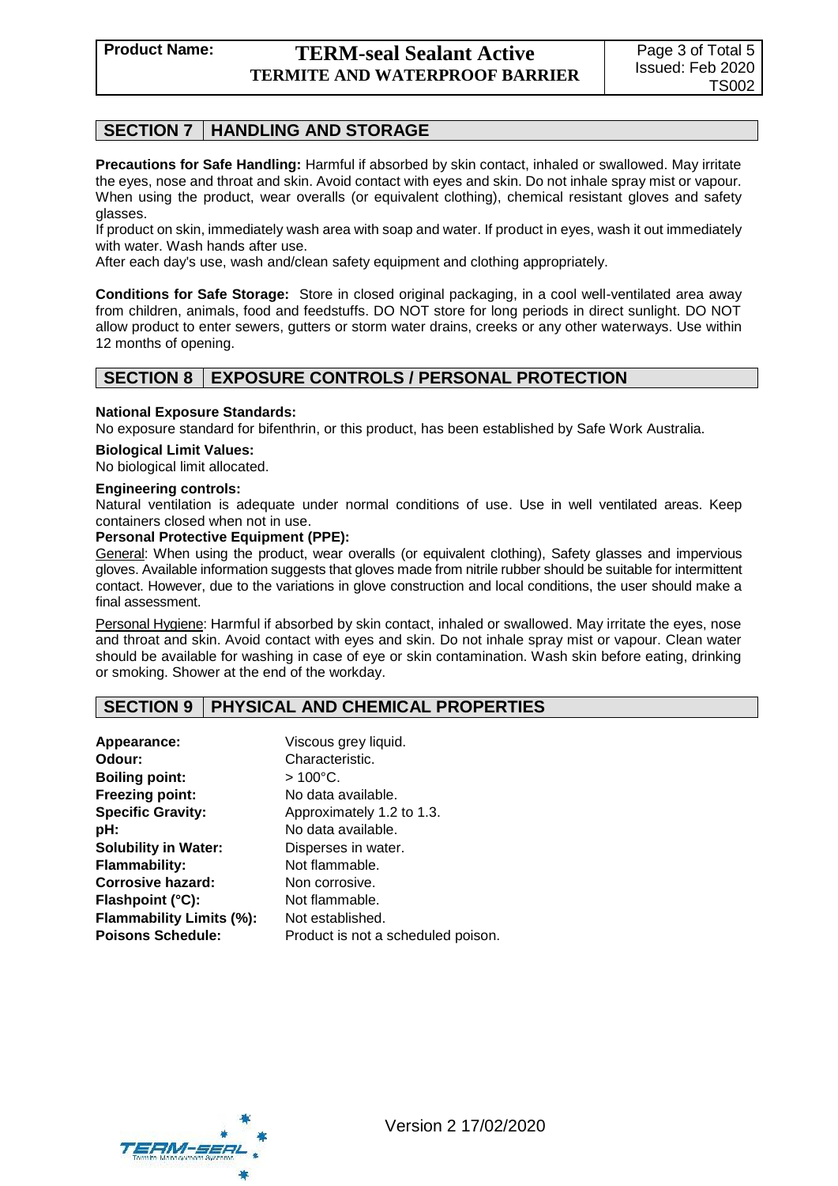## SECTION 7 HANDLING AND STORAGE

**Precautions for Safe Handling:** Harmful if absorbed by skin contact, inhaled or swallowed. May irritate the eyes, nose and throat and skin. Avoid contact with eyes and skin. Do not inhale spray mist or vapour. When using the product, wear overalls (or equivalent clothing), chemical resistant gloves and safety glasses.

If product on skin, immediately wash area with soap and water. If product in eyes, wash it out immediately with water. Wash hands after use.

After each day's use, wash and/clean safety equipment and clothing appropriately.

**Conditions for Safe Storage:** Store in closed original packaging, in a cool well-ventilated area away from children, animals, food and feedstuffs. DO NOT store for long periods in direct sunlight. DO NOT allow product to enter sewers, gutters or storm water drains, creeks or any other waterways. Use within 12 months of opening.

## SECTION 8 EXPOSURE CONTROLS / PERSONAL PROTECTION

**National Exposure Standards:**
No exposure standard for bifenthrin, or this product, has been established by Safe Work Australia.

**Biological Limit Values:**
No biological limit allocated.

**Engineering controls:**
Natural ventilation is adequate under normal conditions of use. Use in well ventilated areas. Keep containers closed when not in use.

**Personal Protective Equipment (PPE):**

General: When using the product, wear overalls (or equivalent clothing), Safety glasses and impervious gloves. Available information suggests that gloves made from nitrile rubber should be suitable for intermittent contact. However, due to the variations in glove construction and local conditions, the user should make a final assessment.

Personal Hygiene: Harmful if absorbed by skin contact, inhaled or swallowed. May irritate the eyes, nose and throat and skin. Avoid contact with eyes and skin. Do not inhale spray mist or vapour. Clean water should be available for washing in case of eye or skin contamination. Wash skin before eating, drinking or smoking. Shower at the end of the workday.

## SECTION 9 PHYSICAL AND CHEMICAL PROPERTIES

| | |
|---|---|
| **Appearance:** | Viscous grey liquid. |
| **Odour:** | Characteristic. |
| **Boiling point:** | > 100°C. |
| **Freezing point:** | No data available. |
| **Specific Gravity:** | Approximately 1.2 to 1.3. |
| **pH:** | No data available. |
| **Solubility in Water:** | Disperses in water. |
| **Flammability:** | Not flammable. |
| **Corrosive hazard:** | Non corrosive. |
| **Flashpoint (°C):** | Not flammable. |
| **Flammability Limits (%):** | Not established. |
| **Poisons Schedule:** | Product is not a scheduled poison. |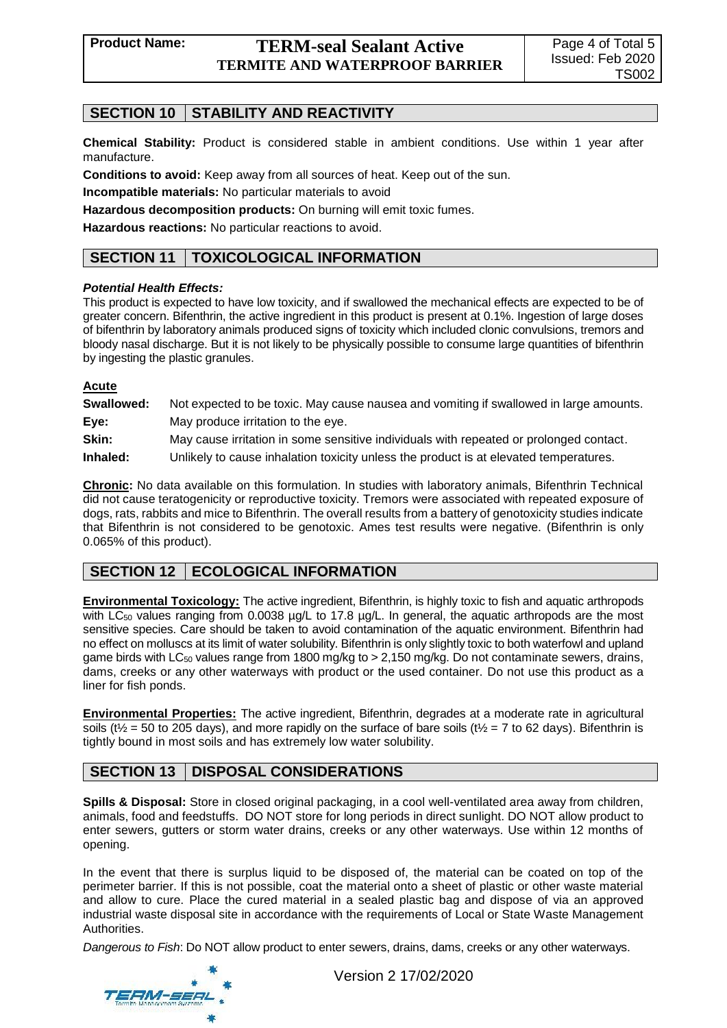## SECTION 10 | STABILITY AND REACTIVITY

**Chemical Stability:** Product is considered stable in ambient conditions. Use within 1 year after manufacture.

**Conditions to avoid:** Keep away from all sources of heat. Keep out of the sun.

**Incompatible materials:** No particular materials to avoid

**Hazardous decomposition products:** On burning will emit toxic fumes.

**Hazardous reactions:** No particular reactions to avoid.

## SECTION 11 | TOXICOLOGICAL INFORMATION

***Potential Health Effects:***

This product is expected to have low toxicity, and if swallowed the mechanical effects are expected to be of greater concern. Bifenthrin, the active ingredient in this product is present at 0.1%. Ingestion of large doses of bifenthrin by laboratory animals produced signs of toxicity which included clonic convulsions, tremors and bloody nasal discharge. But it is not likely to be physically possible to consume large quantities of bifenthrin by ingesting the plastic granules.

**Acute**

| | |
|---|---|
| **Swallowed:** | Not expected to be toxic. May cause nausea and vomiting if swallowed in large amounts. |
| **Eye:** | May produce irritation to the eye. |
| **Skin:** | May cause irritation in some sensitive individuals with repeated or prolonged contact. |
| **Inhaled:** | Unlikely to cause inhalation toxicity unless the product is at elevated temperatures. |

**Chronic:** No data available on this formulation. In studies with laboratory animals, Bifenthrin Technical did not cause teratogenicity or reproductive toxicity. Tremors were associated with repeated exposure of dogs, rats, rabbits and mice to Bifenthrin. The overall results from a battery of genotoxicity studies indicate that Bifenthrin is not considered to be genotoxic. Ames test results were negative. (Bifenthrin is only 0.065% of this product).

## SECTION 12 | ECOLOGICAL INFORMATION

**Environmental Toxicology:** The active ingredient, Bifenthrin, is highly toxic to fish and aquatic arthropods with $LC_{50}$ values ranging from 0.0038 µg/L to 17.8 µg/L. In general, the aquatic arthropods are the most sensitive species. Care should be taken to avoid contamination of the aquatic environment. Bifenthrin had no effect on molluscs at its limit of water solubility. Bifenthrin is only slightly toxic to both waterfowl and upland game birds with $LC_{50}$ values range from 1800 mg/kg to > 2,150 mg/kg. Do not contaminate sewers, drains, dams, creeks or any other waterways with product or the used container. Do not use this product as a liner for fish ponds.

**Environmental Properties:** The active ingredient, Bifenthrin, degrades at a moderate rate in agricultural soils ($t_{1/2}$ = 50 to 205 days), and more rapidly on the surface of bare soils ($t_{1/2}$ = 7 to 62 days). Bifenthrin is tightly bound in most soils and has extremely low water solubility.

## SECTION 13 | DISPOSAL CONSIDERATIONS

**Spills & Disposal:** Store in closed original packaging, in a cool well-ventilated area away from children, animals, food and feedstuffs. DO NOT store for long periods in direct sunlight. DO NOT allow product to enter sewers, gutters or storm water drains, creeks or any other waterways. Use within 12 months of opening.

In the event that there is surplus liquid to be disposed of, the material can be coated on top of the perimeter barrier. If this is not possible, coat the material onto a sheet of plastic or other waste material and allow to cure. Place the cured material in a sealed plastic bag and dispose of via an approved industrial waste disposal site in accordance with the requirements of Local or State Waste Management Authorities.

*Dangerous to Fish*: Do NOT allow product to enter sewers, drains, dams, creeks or any other waterways.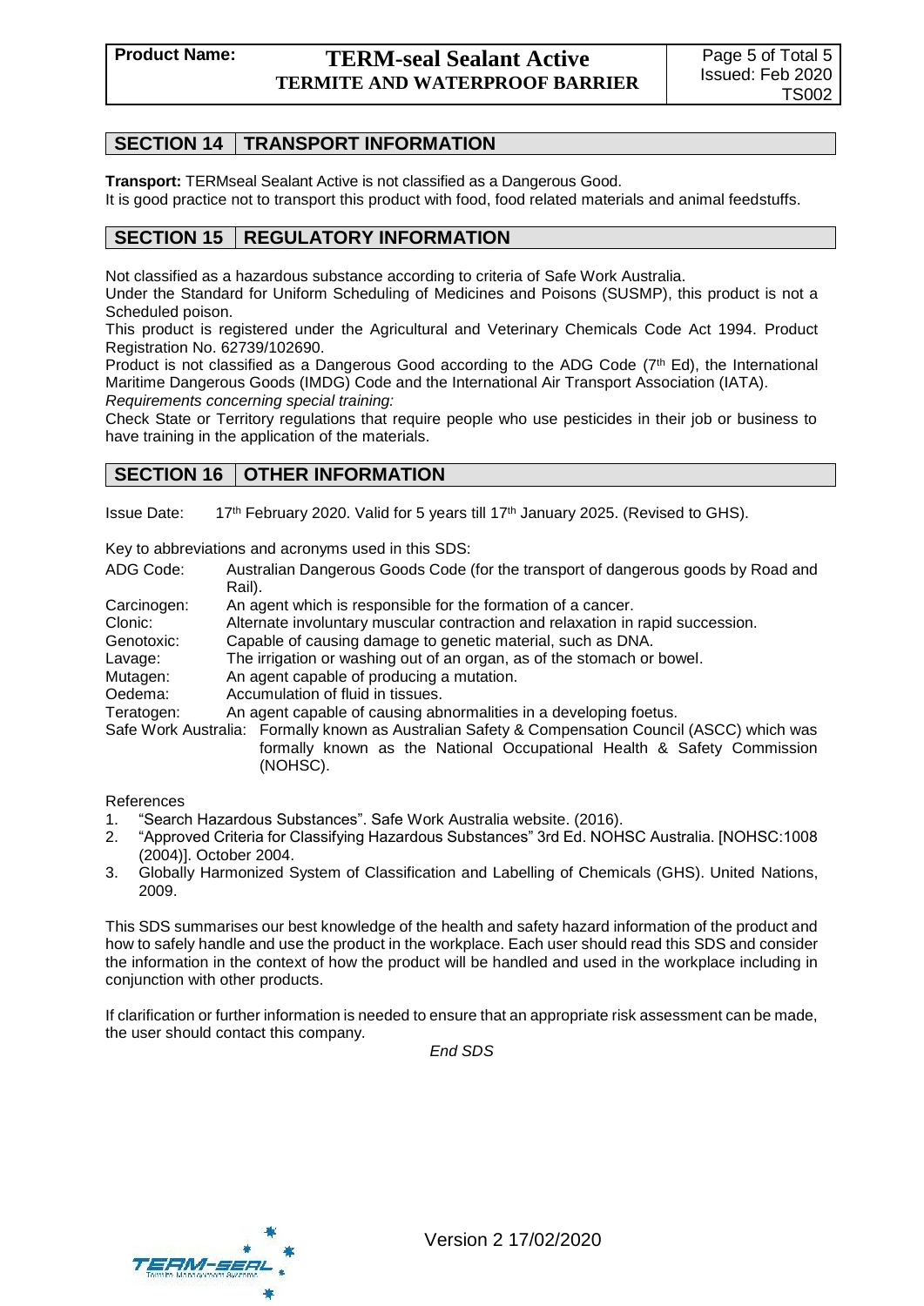## SECTION 14 TRANSPORT INFORMATION

**Transport:** TERMseal Sealant Active is not classified as a Dangerous Good.
It is good practice not to transport this product with food, food related materials and animal feedstuffs.

## SECTION 15 REGULATORY INFORMATION

Not classified as a hazardous substance according to criteria of Safe Work Australia.
Under the Standard for Uniform Scheduling of Medicines and Poisons (SUSMP), this product is not a Scheduled poison.
This product is registered under the Agricultural and Veterinary Chemicals Code Act 1994. Product Registration No. 62739/102690.
Product is not classified as a Dangerous Good according to the ADG Code (7th Ed), the International Maritime Dangerous Goods (IMDG) Code and the International Air Transport Association (IATA).
*Requirements concerning special training:*
Check State or Territory regulations that require people who use pesticides in their job or business to have training in the application of the materials.

## SECTION 16 OTHER INFORMATION

Issue Date: 17th February 2020. Valid for 5 years till 17th January 2025. (Revised to GHS).

Key to abbreviations and acronyms used in this SDS:

| | |
|---|---|
| ADG Code: | Australian Dangerous Goods Code (for the transport of dangerous goods by Road and Rail). |
| Carcinogen: | An agent which is responsible for the formation of a cancer. |
| Clonic: | Alternate involuntary muscular contraction and relaxation in rapid succession. |
| Genotoxic: | Capable of causing damage to genetic material, such as DNA. |
| Lavage: | The irrigation or washing out of an organ, as of the stomach or bowel. |
| Mutagen: | An agent capable of producing a mutation. |
| Oedema: | Accumulation of fluid in tissues. |
| Teratogen: | An agent capable of causing abnormalities in a developing foetus. |
| Safe Work Australia: | Formally known as Australian Safety & Compensation Council (ASCC) which was formally known as the National Occupational Health & Safety Commission (NOHSC). |

References

1. "Search Hazardous Substances". Safe Work Australia website. (2016).
2. "Approved Criteria for Classifying Hazardous Substances" 3rd Ed. NOHSC Australia. [NOHSC:1008 (2004)]. October 2004.
3. Globally Harmonized System of Classification and Labelling of Chemicals (GHS). United Nations, 2009.

This SDS summarises our best knowledge of the health and safety hazard information of the product and how to safely handle and use the product in the workplace. Each user should read this SDS and consider the information in the context of how the product will be handled and used in the workplace including in conjunction with other products.

If clarification or further information is needed to ensure that an appropriate risk assessment can be made, the user should contact this company.

*End SDS*

Version 2 17/02/2020